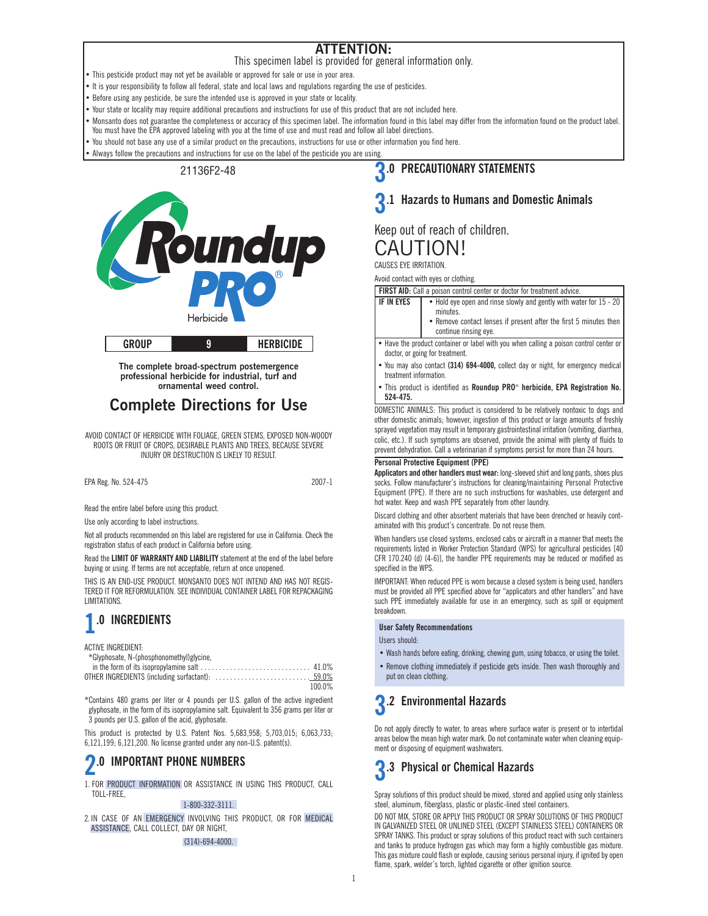## ATTENTION:

This specimen label is provided for general information only.

- This pesticide product may not yet be available or approved for sale or use in your area.
- It is your responsibility to follow all federal, state and local laws and regulations regarding the use of pesticides.
- Before using any pesticide, be sure the intended use is approved in your state or locality.
- Your state or locality may require additional precautions and instructions for use of this product that are not included here.
- Monsanto does not guarantee the completeness or accuracy of this specimen label. The information found in this label may differ from the information found on the product label. You must have the EPA approved labeling with you at the time of use and must read and follow all label directions.
- You should not base any use of a similar product on the precautions, instructions for use or other information you find here.
- Always follow the precautions and instructions for use on the label of the pesticide you are using.

21136F2-48

# Roundup PRO® Herbicide

| GROUP | 9 | HERBICIDE |
|---|---|---|

**The complete broad-spectrum postemergence professional herbicide for industrial, turf and ornamental weed control.**

## Complete Directions for Use

AVOID CONTACT OF HERBICIDE WITH FOLIAGE, GREEN STEMS, EXPOSED NON-WOODY ROOTS OR FRUIT OF CROPS, DESIRABLE PLANTS AND TREES, BECAUSE SEVERE INJURY OR DESTRUCTION IS LIKELY TO RESULT.

EPA Reg. No. 524-475 2007-1

Read the entire label before using this product.

Use only according to label instructions.

Not all products recommended on this label are registered for use in California. Check the registration status of each product in California before using.

Read the **LIMIT OF WARRANTY AND LIABILITY** statement at the end of the label before buying or using. If terms are not acceptable, return at once unopened.

THIS IS AN END-USE PRODUCT. MONSANTO DOES NOT INTEND AND HAS NOT REGISTERED IT FOR REFORMULATION. SEE INDIVIDUAL CONTAINER LABEL FOR REPACKAGING LIMITATIONS.

## 1.0 INGREDIENTS

ACTIVE INGREDIENT:
*Glyphosate, N-(phosphonomethyl)glycine, in the form of its isopropylamine salt ............................. 41.0%
OTHER INGREDIENTS (including surfactant): ......................... 59.0%
100.0%

*Contains 480 grams per liter or 4 pounds per U.S. gallon of the active ingredient glyphosate, in the form of its isopropylamine salt. Equivalent to 356 grams per liter or 3 pounds per U.S. gallon of the acid, glyphosate.

This product is protected by U.S. Patent Nos. 5,683,958; 5,703,015; 6,063,733; 6,121,199; 6,121,200. No license granted under any non-U.S. patent(s).

## 2.0 IMPORTANT PHONE NUMBERS

1. FOR PRODUCT INFORMATION OR ASSISTANCE IN USING THIS PRODUCT, CALL TOLL-FREE,

   1-800-332-3111.

2. IN CASE OF AN EMERGENCY INVOLVING THIS PRODUCT, OR FOR MEDICAL ASSISTANCE, CALL COLLECT, DAY OR NIGHT,

   (314)-694-4000.

## 3.0 PRECAUTIONARY STATEMENTS

### 3.1 Hazards to Humans and Domestic Animals

Keep out of reach of children.

CAUTION!

CAUSES EYE IRRITATION.

Avoid contact with eyes or clothing.

| **FIRST AID:** Call a poison control center or doctor for treatment advice. | |
|---|---|
| **IF IN EYES** | • Hold eye open and rinse slowly and gently with water for 15 - 20 minutes. • Remove contact lenses if present after the first 5 minutes then continue rinsing eye. |

- Have the product container or label with you when calling a poison control center or doctor, or going for treatment.
- You may also contact **(314) 694-4000,** collect day or night, for emergency medical treatment information.
- This product is identified as **Roundup PRO® herbicide, EPA Registration No. 524-475.**

DOMESTIC ANIMALS: This product is considered to be relatively nontoxic to dogs and other domestic animals; however, ingestion of this product or large amounts of freshly sprayed vegetation may result in temporary gastrointestinal irritation (vomiting, diarrhea, colic, etc.). If such symptoms are observed, provide the animal with plenty of fluids to prevent dehydration. Call a veterinarian if symptoms persist for more than 24 hours.

**Personal Protective Equipment (PPE)**

**Applicators and other handlers must wear:** long-sleeved shirt and long pants, shoes plus socks. Follow manufacturer's instructions for cleaning/maintaining Personal Protective Equipment (PPE). If there are no such instructions for washables, use detergent and hot water. Keep and wash PPE separately from other laundry.

Discard clothing and other absorbent materials that have been drenched or heavily contaminated with this product's concentrate. Do not reuse them.

When handlers use closed systems, enclosed cabs or aircraft in a manner that meets the requirements listed in Worker Protection Standard (WPS) for agricultural pesticides [40 CFR 170.240 (d) (4-6)], the handler PPE requirements may be reduced or modified as specified in the WPS.

IMPORTANT: When reduced PPE is worn because a closed system is being used, handlers must be provided all PPE specified above for "applicators and other handlers" and have such PPE immediately available for use in an emergency, such as spill or equipment breakdown.

**User Safety Recommendations**

Users should:

- Wash hands before eating, drinking, chewing gum, using tobacco, or using the toilet.
- Remove clothing immediately if pesticide gets inside. Then wash thoroughly and put on clean clothing.

### 3.2 Environmental Hazards

Do not apply directly to water, to areas where surface water is present or to intertidal areas below the mean high water mark. Do not contaminate water when cleaning equipment or disposing of equipment washwaters.

### 3.3 Physical or Chemical Hazards

Spray solutions of this product should be mixed, stored and applied using only stainless steel, aluminum, fiberglass, plastic or plastic-lined steel containers.

DO NOT MIX, STORE OR APPLY THIS PRODUCT OR SPRAY SOLUTIONS OF THIS PRODUCT IN GALVANIZED STEEL OR UNLINED STEEL (EXCEPT STAINLESS STEEL) CONTAINERS OR SPRAY TANKS. This product or spray solutions of this product react with such containers and tanks to produce hydrogen gas which may form a highly combustible gas mixture. This gas mixture could flash or explode, causing serious personal injury, if ignited by open flame, spark, welder's torch, lighted cigarette or other ignition source.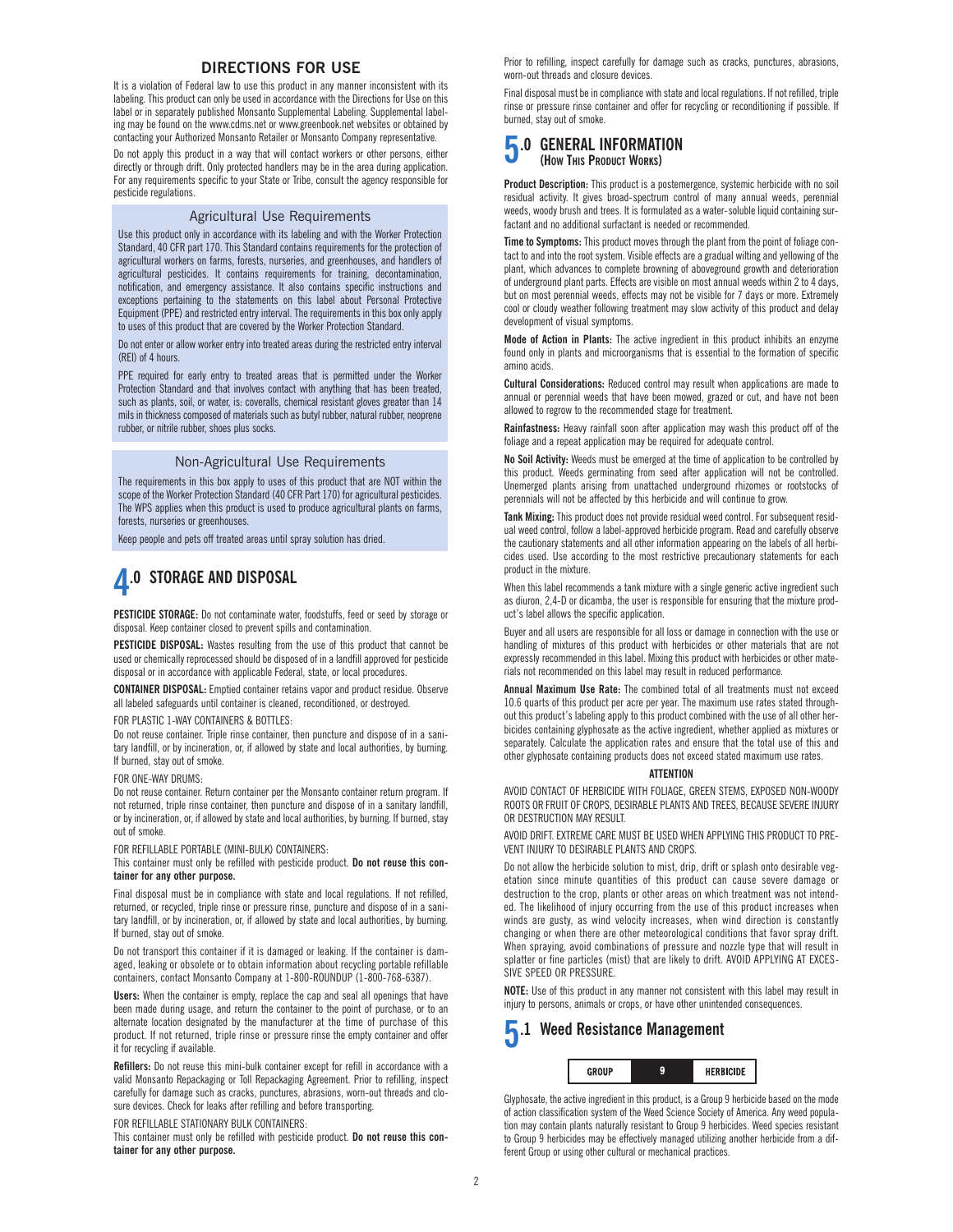## DIRECTIONS FOR USE

It is a violation of Federal law to use this product in any manner inconsistent with its labeling. This product can only be used in accordance with the Directions for Use on this label or in separately published Monsanto Supplemental Labeling. Supplemental labeling may be found on the www.cdms.net or www.greenbook.net websites or obtained by contacting your Authorized Monsanto Retailer or Monsanto Company representative.

Do not apply this product in a way that will contact workers or other persons, either directly or through drift. Only protected handlers may be in the area during application. For any requirements specific to your State or Tribe, consult the agency responsible for pesticide regulations.

### Agricultural Use Requirements

Use this product only in accordance with its labeling and with the Worker Protection Standard, 40 CFR part 170. This Standard contains requirements for the protection of agricultural workers on farms, forests, nurseries, and greenhouses, and handlers of agricultural pesticides. It contains requirements for training, decontamination, notification, and emergency assistance. It also contains specific instructions and exceptions pertaining to the statements on this label about Personal Protective Equipment (PPE) and restricted entry interval. The requirements in this box only apply to uses of this product that are covered by the Worker Protection Standard.

Do not enter or allow worker entry into treated areas during the restricted entry interval (REI) of 4 hours.

PPE required for early entry to treated areas that is permitted under the Worker Protection Standard and that involves contact with anything that has been treated, such as plants, soil, or water, is: coveralls, chemical resistant gloves greater than 14 mils in thickness composed of materials such as butyl rubber, natural rubber, neoprene rubber, or nitrile rubber, shoes plus socks.

### Non-Agricultural Use Requirements

The requirements in this box apply to uses of this product that are NOT within the scope of the Worker Protection Standard (40 CFR Part 170) for agricultural pesticides. The WPS applies when this product is used to produce agricultural plants on farms, forests, nurseries or greenhouses.

Keep people and pets off treated areas until spray solution has dried.

## 4.0 STORAGE AND DISPOSAL

**PESTICIDE STORAGE:** Do not contaminate water, foodstuffs, feed or seed by storage or disposal. Keep container closed to prevent spills and contamination.

**PESTICIDE DISPOSAL:** Wastes resulting from the use of this product that cannot be used or chemically reprocessed should be disposed of in a landfill approved for pesticide disposal or in accordance with applicable Federal, state, or local procedures.

**CONTAINER DISPOSAL:** Emptied container retains vapor and product residue. Observe all labeled safeguards until container is cleaned, reconditioned, or destroyed.

FOR PLASTIC 1-WAY CONTAINERS & BOTTLES:

Do not reuse container. Triple rinse container, then puncture and dispose of in a sanitary landfill, or by incineration, or, if allowed by state and local authorities, by burning. If burned, stay out of smoke.

FOR ONE-WAY DRUMS:

Do not reuse container. Return container per the Monsanto container return program. If not returned, triple rinse container, then puncture and dispose of in a sanitary landfill, or by incineration, or, if allowed by state and local authorities, by burning. If burned, stay out of smoke.

FOR REFILLABLE PORTABLE (MINI-BULK) CONTAINERS:

This container must only be refilled with pesticide product. **Do not reuse this container for any other purpose.**

Final disposal must be in compliance with state and local regulations. If not refilled, returned, or recycled, triple rinse or pressure rinse, puncture and dispose of in a sanitary landfill, or by incineration, or, if allowed by state and local authorities, by burning. If burned, stay out of smoke.

Do not transport this container if it is damaged or leaking. If the container is damaged, leaking or obsolete or to obtain information about recycling portable refillable containers, contact Monsanto Company at 1-800-ROUNDUP (1-800-768-6387).

**Users:** When the container is empty, replace the cap and seal all openings that have been made during usage, and return the container to the point of purchase, or to an alternate location designated by the manufacturer at the time of purchase of this product. If not returned, triple rinse or pressure rinse the empty container and offer it for recycling if available.

**Refillers:** Do not reuse this mini-bulk container except for refill in accordance with a valid Monsanto Repackaging or Toll Repackaging Agreement. Prior to refilling, inspect carefully for damage such as cracks, punctures, abrasions, worn-out threads and closure devices. Check for leaks after refilling and before transporting.

FOR REFILLABLE STATIONARY BULK CONTAINERS:

This container must only be refilled with pesticide product. **Do not reuse this container for any other purpose.**

Prior to refilling, inspect carefully for damage such as cracks, punctures, abrasions, worn-out threads and closure devices.

Final disposal must be in compliance with state and local regulations. If not refilled, triple rinse or pressure rinse container and offer for recycling or reconditioning if possible. If burned, stay out of smoke.

## 5.0 GENERAL INFORMATION (HOW THIS PRODUCT WORKS)

**Product Description:** This product is a postemergence, systemic herbicide with no soil residual activity. It gives broad-spectrum control of many annual weeds, perennial weeds, woody brush and trees. It is formulated as a water-soluble liquid containing surfactant and no additional surfactant is needed or recommended.

**Time to Symptoms:** This product moves through the plant from the point of foliage contact to and into the root system. Visible effects are a gradual wilting and yellowing of the plant, which advances to complete browning of aboveground growth and deterioration of underground plant parts. Effects are visible on most annual weeds within 2 to 4 days, but on most perennial weeds, effects may not be visible for 7 days or more. Extremely cool or cloudy weather following treatment may slow activity of this product and delay development of visual symptoms.

**Mode of Action in Plants:** The active ingredient in this product inhibits an enzyme found only in plants and microorganisms that is essential to the formation of specific amino acids.

**Cultural Considerations:** Reduced control may result when applications are made to annual or perennial weeds that have been mowed, grazed or cut, and have not been allowed to regrow to the recommended stage for treatment.

**Rainfastness:** Heavy rainfall soon after application may wash this product off of the foliage and a repeat application may be required for adequate control.

**No Soil Activity:** Weeds must be emerged at the time of application to be controlled by this product. Weeds germinating from seed after application will not be controlled. Unemerged plants arising from unattached underground rhizomes or rootstocks of perennials will not be affected by this herbicide and will continue to grow.

**Tank Mixing:** This product does not provide residual weed control. For subsequent residual weed control, follow a label-approved herbicide program. Read and carefully observe the cautionary statements and all other information appearing on the labels of all herbicides used. Use according to the most restrictive precautionary statements for each product in the mixture.

When this label recommends a tank mixture with a single generic active ingredient such as diuron, 2,4-D or dicamba, the user is responsible for ensuring that the mixture product's label allows the specific application.

Buyer and all users are responsible for all loss or damage in connection with the use or handling of mixtures of this product with herbicides or other materials that are not expressly recommended in this label. Mixing this product with herbicides or other materials not recommended on this label may result in reduced performance.

**Annual Maximum Use Rate:** The combined total of all treatments must not exceed 10.6 quarts of this product per acre per year. The maximum use rates stated throughout this product's labeling apply to this product combined with the use of all other herbicides containing glyphosate as the active ingredient, whether applied as mixtures or separately. Calculate the application rates and ensure that the total use of this and other glyphosate containing products does not exceed stated maximum use rates.

**ATTENTION**

AVOID CONTACT OF HERBICIDE WITH FOLIAGE, GREEN STEMS, EXPOSED NON-WOODY ROOTS OR FRUIT OF CROPS, DESIRABLE PLANTS AND TREES, BECAUSE SEVERE INJURY OR DESTRUCTION MAY RESULT.

AVOID DRIFT. EXTREME CARE MUST BE USED WHEN APPLYING THIS PRODUCT TO PREVENT INJURY TO DESIRABLE PLANTS AND CROPS.

Do not allow the herbicide solution to mist, drip, drift or splash onto desirable vegetation since minute quantities of this product can cause severe damage or destruction to the crop, plants or other areas on which treatment was not intended. The likelihood of injury occurring from the use of this product increases when winds are gusty, as wind velocity increases, when wind direction is constantly changing or when there are other meteorological conditions that favor spray drift. When spraying, avoid combinations of pressure and nozzle type that will result in splatter or fine particles (mist) that are likely to drift. AVOID APPLYING AT EXCESSIVE SPEED OR PRESSURE.

**NOTE:** Use of this product in any manner not consistent with this label may result in injury to persons, animals or crops, or have other unintended consequences.

### 5.1 Weed Resistance Management

| GROUP | 9 | HERBICIDE |
|---|---|---|

Glyphosate, the active ingredient in this product, is a Group 9 herbicide based on the mode of action classification system of the Weed Science Society of America. Any weed population may contain plants naturally resistant to Group 9 herbicides. Weed species resistant to Group 9 herbicides may be effectively managed utilizing another herbicide from a different Group or using other cultural or mechanical practices.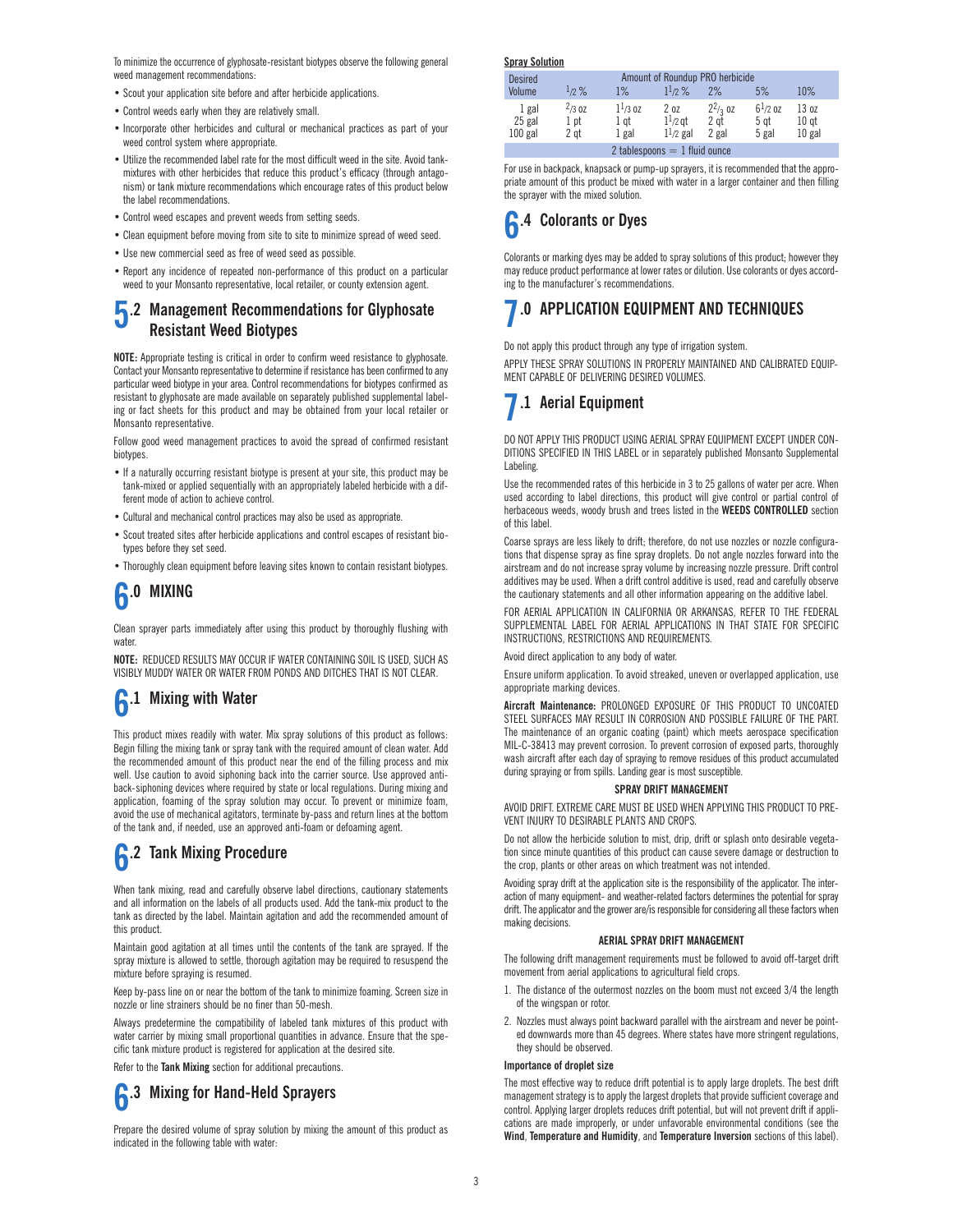To minimize the occurrence of glyphosate-resistant biotypes observe the following general weed management recommendations:

- Scout your application site before and after herbicide applications.
- Control weeds early when they are relatively small.
- Incorporate other herbicides and cultural or mechanical practices as part of your weed control system where appropriate.
- Utilize the recommended label rate for the most difficult weed in the site. Avoid tank-mixtures with other herbicides that reduce this product's efficacy (through antagonism) or tank mixture recommendations which encourage rates of this product below the label recommendations.
- Control weed escapes and prevent weeds from setting seeds.
- Clean equipment before moving from site to site to minimize spread of weed seed.
- Use new commercial seed as free of weed seed as possible.
- Report any incidence of repeated non-performance of this product on a particular weed to your Monsanto representative, local retailer, or county extension agent.

## 5.2 Management Recommendations for Glyphosate Resistant Weed Biotypes

**NOTE:** Appropriate testing is critical in order to confirm weed resistance to glyphosate. Contact your Monsanto representative to determine if resistance has been confirmed to any particular weed biotype in your area. Control recommendations for biotypes confirmed as resistant to glyphosate are made available on separately published supplemental labeling or fact sheets for this product and may be obtained from your local retailer or Monsanto representative.

Follow good weed management practices to avoid the spread of confirmed resistant biotypes.

- If a naturally occurring resistant biotype is present at your site, this product may be tank-mixed or applied sequentially with an appropriately labeled herbicide with a different mode of action to achieve control.
- Cultural and mechanical control practices may also be used as appropriate.
- Scout treated sites after herbicide applications and control escapes of resistant biotypes before they set seed.
- Thoroughly clean equipment before leaving sites known to contain resistant biotypes.

# 6.0 MIXING

Clean sprayer parts immediately after using this product by thoroughly flushing with water.

**NOTE:** REDUCED RESULTS MAY OCCUR IF WATER CONTAINING SOIL IS USED, SUCH AS VISIBLY MUDDY WATER OR WATER FROM PONDS AND DITCHES THAT IS NOT CLEAR.

## 6.1 Mixing with Water

This product mixes readily with water. Mix spray solutions of this product as follows: Begin filling the mixing tank or spray tank with the required amount of clean water. Add the recommended amount of this product near the end of the filling process and mix well. Use caution to avoid siphoning back into the carrier source. Use approved anti-back-siphoning devices where required by state or local regulations. During mixing and application, foaming of the spray solution may occur. To prevent or minimize foam, avoid the use of mechanical agitators, terminate by-pass and return lines at the bottom of the tank and, if needed, use an approved anti-foam or defoaming agent.

## 6.2 Tank Mixing Procedure

When tank mixing, read and carefully observe label directions, cautionary statements and all information on the labels of all products used. Add the tank-mix product to the tank as directed by the label. Maintain agitation and add the recommended amount of this product.

Maintain good agitation at all times until the contents of the tank are sprayed. If the spray mixture is allowed to settle, thorough agitation may be required to resuspend the mixture before spraying is resumed.

Keep by-pass line on or near the bottom of the tank to minimize foaming. Screen size in nozzle or line strainers should be no finer than 50-mesh.

Always predetermine the compatibility of labeled tank mixtures of this product with water carrier by mixing small proportional quantities in advance. Ensure that the specific tank mixture product is registered for application at the desired site.

Refer to the **Tank Mixing** section for additional precautions.

## 6.3 Mixing for Hand-Held Sprayers

Prepare the desired volume of spray solution by mixing the amount of this product as indicated in the following table with water:

**Spray Solution**

| Desired Volume | Amount of Roundup PRO herbicide | | | | | |
|---|---|---|---|---|---|---|
| | 1/2 % | 1% | 1 1/2 % | 2% | 5% | 10% |
| 1 gal | 2/3 oz | 1 1/3 oz | 2 oz | 2 2/3 oz | 6 1/2 oz | 13 oz |
| 25 gal | 1 pt | 1 qt | 1 1/2 qt | 2 qt | 5 qt | 10 qt |
| 100 gal | 2 qt | 1 gal | 1 1/2 gal | 2 gal | 5 gal | 10 gal |

2 tablespoons = 1 fluid ounce

For use in backpack, knapsack or pump-up sprayers, it is recommended that the appropriate amount of this product be mixed with water in a larger container and then filling the sprayer with the mixed solution.

## 6.4 Colorants or Dyes

Colorants or marking dyes may be added to spray solutions of this product; however they may reduce product performance at lower rates or dilution. Use colorants or dyes according to the manufacturer's recommendations.

# 7.0 APPLICATION EQUIPMENT AND TECHNIQUES

Do not apply this product through any type of irrigation system.

APPLY THESE SPRAY SOLUTIONS IN PROPERLY MAINTAINED AND CALIBRATED EQUIPMENT CAPABLE OF DELIVERING DESIRED VOLUMES.

## 7.1 Aerial Equipment

DO NOT APPLY THIS PRODUCT USING AERIAL SPRAY EQUIPMENT EXCEPT UNDER CONDITIONS SPECIFIED IN THIS LABEL or in separately published Monsanto Supplemental Labeling.

Use the recommended rates of this herbicide in 3 to 25 gallons of water per acre. When used according to label directions, this product will give control or partial control of herbaceous weeds, woody brush and trees listed in the **WEEDS CONTROLLED** section of this label.

Coarse sprays are less likely to drift; therefore, do not use nozzles or nozzle configurations that dispense spray as fine spray droplets. Do not angle nozzles forward into the airstream and do not increase spray volume by increasing nozzle pressure. Drift control additives may be used. When a drift control additive is used, read and carefully observe the cautionary statements and all other information appearing on the additive label.

FOR AERIAL APPLICATION IN CALIFORNIA OR ARKANSAS, REFER TO THE FEDERAL SUPPLEMENTAL LABEL FOR AERIAL APPLICATIONS IN THAT STATE FOR SPECIFIC INSTRUCTIONS, RESTRICTIONS AND REQUIREMENTS.

Avoid direct application to any body of water.

Ensure uniform application. To avoid streaked, uneven or overlapped application, use appropriate marking devices.

**Aircraft Maintenance:** PROLONGED EXPOSURE OF THIS PRODUCT TO UNCOATED STEEL SURFACES MAY RESULT IN CORROSION AND POSSIBLE FAILURE OF THE PART. The maintenance of an organic coating (paint) which meets aerospace specification MIL-C-38413 may prevent corrosion. To prevent corrosion of exposed parts, thoroughly wash aircraft after each day of spraying to remove residues of this product accumulated during spraying or from spills. Landing gear is most susceptible.

**SPRAY DRIFT MANAGEMENT**

AVOID DRIFT. EXTREME CARE MUST BE USED WHEN APPLYING THIS PRODUCT TO PREVENT INJURY TO DESIRABLE PLANTS AND CROPS.

Do not allow the herbicide solution to mist, drip, drift or splash onto desirable vegetation since minute quantities of this product can cause severe damage or destruction to the crop, plants or other areas on which treatment was not intended.

Avoiding spray drift at the application site is the responsibility of the applicator. The interaction of many equipment- and weather-related factors determines the potential for spray drift. The applicator and the grower are/is responsible for considering all these factors when making decisions.

**AERIAL SPRAY DRIFT MANAGEMENT**

The following drift management requirements must be followed to avoid off-target drift movement from aerial applications to agricultural field crops.

1. The distance of the outermost nozzles on the boom must not exceed 3/4 the length of the wingspan or rotor.
2. Nozzles must always point backward parallel with the airstream and never be pointed downwards more than 45 degrees. Where states have more stringent regulations, they should be observed.

**Importance of droplet size**

The most effective way to reduce drift potential is to apply large droplets. The best drift management strategy is to apply the largest droplets that provide sufficient coverage and control. Applying larger droplets reduces drift potential, but will not prevent drift if applications are made improperly, or under unfavorable environmental conditions (see the **Wind**, **Temperature and Humidity**, and **Temperature Inversion** sections of this label).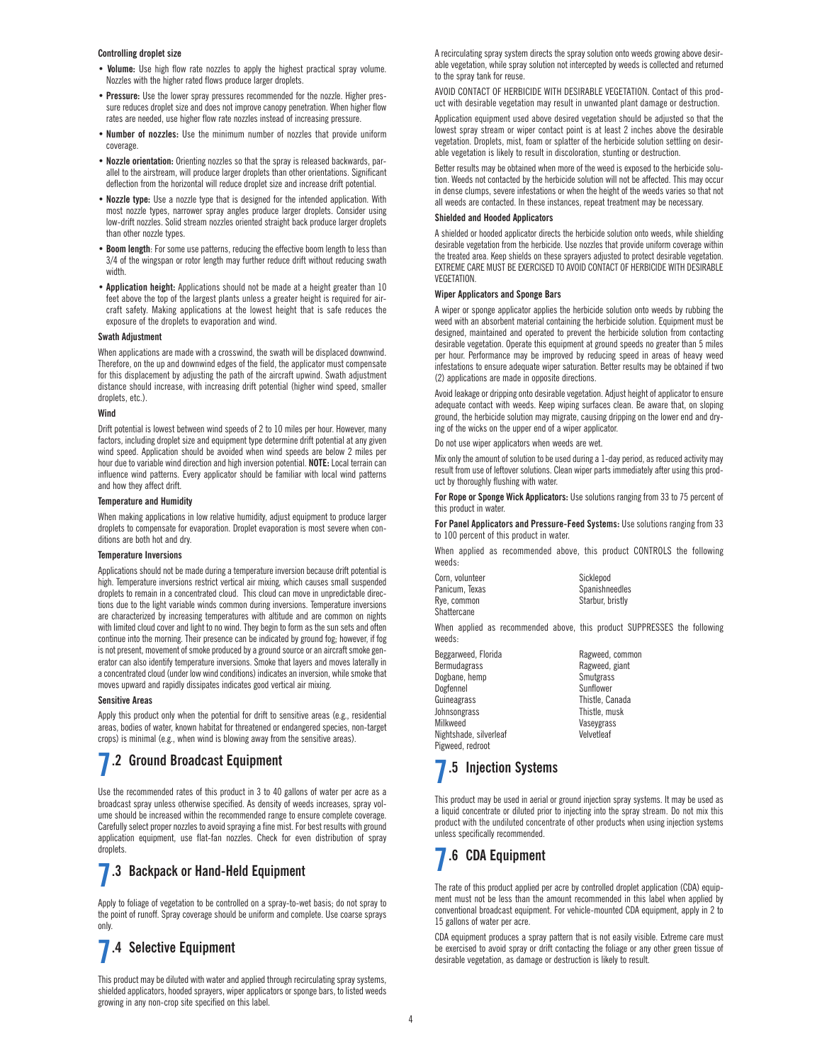#### Controlling droplet size

- **Volume:** Use high flow rate nozzles to apply the highest practical spray volume. Nozzles with the higher rated flows produce larger droplets.
- **Pressure:** Use the lower spray pressures recommended for the nozzle. Higher pressure reduces droplet size and does not improve canopy penetration. When higher flow rates are needed, use higher flow rate nozzles instead of increasing pressure.
- **Number of nozzles:** Use the minimum number of nozzles that provide uniform coverage.
- **Nozzle orientation:** Orienting nozzles so that the spray is released backwards, parallel to the airstream, will produce larger droplets than other orientations. Significant deflection from the horizontal will reduce droplet size and increase drift potential.
- **Nozzle type:** Use a nozzle type that is designed for the intended application. With most nozzle types, narrower spray angles produce larger droplets. Consider using low-drift nozzles. Solid stream nozzles oriented straight back produce larger droplets than other nozzle types.
- **Boom length**: For some use patterns, reducing the effective boom length to less than 3/4 of the wingspan or rotor length may further reduce drift without reducing swath width.
- **Application height:** Applications should not be made at a height greater than 10 feet above the top of the largest plants unless a greater height is required for aircraft safety. Making applications at the lowest height that is safe reduces the exposure of the droplets to evaporation and wind.

#### Swath Adjustment

When applications are made with a crosswind, the swath will be displaced downwind. Therefore, on the up and downwind edges of the field, the applicator must compensate for this displacement by adjusting the path of the aircraft upwind. Swath adjustment distance should increase, with increasing drift potential (higher wind speed, smaller droplets, etc.).

#### Wind

Drift potential is lowest between wind speeds of 2 to 10 miles per hour. However, many factors, including droplet size and equipment type determine drift potential at any given wind speed. Application should be avoided when wind speeds are below 2 miles per hour due to variable wind direction and high inversion potential. **NOTE:** Local terrain can influence wind patterns. Every applicator should be familiar with local wind patterns and how they affect drift.

#### Temperature and Humidity

When making applications in low relative humidity, adjust equipment to produce larger droplets to compensate for evaporation. Droplet evaporation is most severe when conditions are both hot and dry.

#### Temperature Inversions

Applications should not be made during a temperature inversion because drift potential is high. Temperature inversions restrict vertical air mixing, which causes small suspended droplets to remain in a concentrated cloud. This cloud can move in unpredictable directions due to the light variable winds common during inversions. Temperature inversions are characterized by increasing temperatures with altitude and are common on nights with limited cloud cover and light to no wind. They begin to form as the sun sets and often continue into the morning. Their presence can be indicated by ground fog; however, if fog is not present, movement of smoke produced by a ground source or an aircraft smoke generator can also identify temperature inversions. Smoke that layers and moves laterally in a concentrated cloud (under low wind conditions) indicates an inversion, while smoke that moves upward and rapidly dissipates indicates good vertical air mixing.

#### Sensitive Areas

Apply this product only when the potential for drift to sensitive areas (e.g., residential areas, bodies of water, known habitat for threatened or endangered species, non-target crops) is minimal (e.g., when wind is blowing away from the sensitive areas).

## 7.2 Ground Broadcast Equipment

Use the recommended rates of this product in 3 to 40 gallons of water per acre as a broadcast spray unless otherwise specified. As density of weeds increases, spray volume should be increased within the recommended range to ensure complete coverage. Carefully select proper nozzles to avoid spraying a fine mist. For best results with ground application equipment, use flat-fan nozzles. Check for even distribution of spray droplets.

## 7.3 Backpack or Hand-Held Equipment

Apply to foliage of vegetation to be controlled on a spray-to-wet basis; do not spray to the point of runoff. Spray coverage should be uniform and complete. Use coarse sprays only.

## 7.4 Selective Equipment

This product may be diluted with water and applied through recirculating spray systems, shielded applicators, hooded sprayers, wiper applicators or sponge bars, to listed weeds growing in any non-crop site specified on this label.

A recirculating spray system directs the spray solution onto weeds growing above desirable vegetation, while spray solution not intercepted by weeds is collected and returned to the spray tank for reuse.

AVOID CONTACT OF HERBICIDE WITH DESIRABLE VEGETATION. Contact of this product with desirable vegetation may result in unwanted plant damage or destruction.

Application equipment used above desired vegetation should be adjusted so that the lowest spray stream or wiper contact point is at least 2 inches above the desirable vegetation. Droplets, mist, foam or splatter of the herbicide solution settling on desirable vegetation is likely to result in discoloration, stunting or destruction.

Better results may be obtained when more of the weed is exposed to the herbicide solution. Weeds not contacted by the herbicide solution will not be affected. This may occur in dense clumps, severe infestations or when the height of the weeds varies so that not all weeds are contacted. In these instances, repeat treatment may be necessary.

#### Shielded and Hooded Applicators

A shielded or hooded applicator directs the herbicide solution onto weeds, while shielding desirable vegetation from the herbicide. Use nozzles that provide uniform coverage within the treated area. Keep shields on these sprayers adjusted to protect desirable vegetation. EXTREME CARE MUST BE EXERCISED TO AVOID CONTACT OF HERBICIDE WITH DESIRABLE VEGETATION.

#### Wiper Applicators and Sponge Bars

A wiper or sponge applicator applies the herbicide solution onto weeds by rubbing the weed with an absorbent material containing the herbicide solution. Equipment must be designed, maintained and operated to prevent the herbicide solution from contacting desirable vegetation. Operate this equipment at ground speeds no greater than 5 miles per hour. Performance may be improved by reducing speed in areas of heavy weed infestations to ensure adequate wiper saturation. Better results may be obtained if two (2) applications are made in opposite directions.

Avoid leakage or dripping onto desirable vegetation. Adjust height of applicator to ensure adequate contact with weeds. Keep wiping surfaces clean. Be aware that, on sloping ground, the herbicide solution may migrate, causing dripping on the lower end and drying of the wicks on the upper end of a wiper applicator.

Do not use wiper applicators when weeds are wet.

Mix only the amount of solution to be used during a 1-day period, as reduced activity may result from use of leftover solutions. Clean wiper parts immediately after using this product by thoroughly flushing with water.

**For Rope or Sponge Wick Applicators:** Use solutions ranging from 33 to 75 percent of this product in water.

**For Panel Applicators and Pressure-Feed Systems:** Use solutions ranging from 33 to 100 percent of this product in water.

When applied as recommended above, this product CONTROLS the following weeds:

- Corn, volunteer
- Panicum, Texas
- Rye, common
- Shattercane
- Sicklepod
- Spanishneedles
- Starbur, bristly

When applied as recommended above, this product SUPPRESSES the following weeds:

- Beggarweed, Florida
- Bermudagrass
- Dogbane, hemp
- Dogfennel
- Guineagrass
- Johnsongrass
- Milkweed
- Nightshade, silverleaf
- Pigweed, redroot
- Ragweed, common
- Ragweed, giant
- Smutgrass
- Sunflower
- Thistle, Canada
- Thistle, musk
- Vaseygrass
- Velvetleaf

## 7.5 Injection Systems

This product may be used in aerial or ground injection spray systems. It may be used as a liquid concentrate or diluted prior to injecting into the spray stream. Do not mix this product with the undiluted concentrate of other products when using injection systems unless specifically recommended.

## 7.6 CDA Equipment

The rate of this product applied per acre by controlled droplet application (CDA) equipment must not be less than the amount recommended in this label when applied by conventional broadcast equipment. For vehicle-mounted CDA equipment, apply in 2 to 15 gallons of water per acre.

CDA equipment produces a spray pattern that is not easily visible. Extreme care must be exercised to avoid spray or drift contacting the foliage or any other green tissue of desirable vegetation, as damage or destruction is likely to result.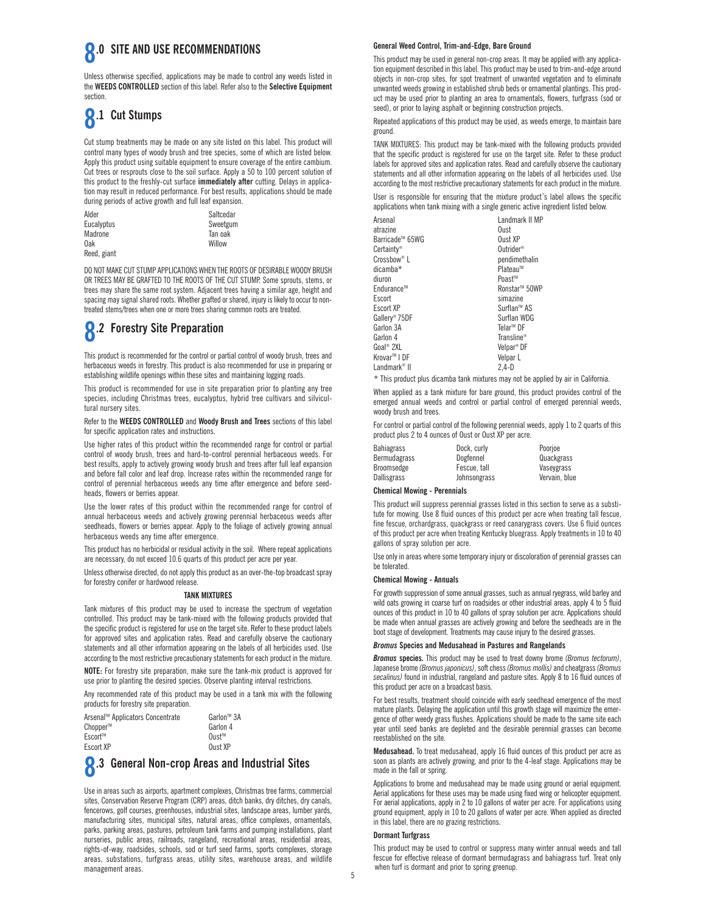# 8.0 SITE AND USE RECOMMENDATIONS

Unless otherwise specified, applications may be made to control any weeds listed in the **WEEDS CONTROLLED** section of this label. Refer also to the **Selective Equipment** section.

## 8.1 Cut Stumps

Cut stump treatments may be made on any site listed on this label. This product will control many types of woody brush and tree species, some of which are listed below. Apply this product using suitable equipment to ensure coverage of the entire cambium. Cut trees or resprouts close to the soil surface. Apply a 50 to 100 percent solution of this product to the freshly-cut surface **immediately after** cutting. Delays in application may result in reduced performance. For best results, applications should be made during periods of active growth and full leaf expansion.

| | |
|---|---|
| Alder | Saltcedar |
| Eucalyptus | Sweetgum |
| Madrone | Tan oak |
| Oak | Willow |
| Reed, giant | |

DO NOT MAKE CUT STUMP APPLICATIONS WHEN THE ROOTS OF DESIRABLE WOODY BRUSH OR TREES MAY BE GRAFTED TO THE ROOTS OF THE CUT STUMP. Some sprouts, stems, or trees may share the same root system. Adjacent trees having a similar age, height and spacing may signal shared roots. Whether grafted or shared, injury is likely to occur to non-treated stems/trees when one or more trees sharing common roots are treated.

## 8.2 Forestry Site Preparation

This product is recommended for the control or partial control of woody brush, trees and herbaceous weeds in forestry. This product is also recommended for use in preparing or establishing wildlife openings within these sites and maintaining logging roads.

This product is recommended for use in site preparation prior to planting any tree species, including Christmas trees, eucalyptus, hybrid tree cultivars and silvicultural nursery sites.

Refer to the **WEEDS CONTROLLED** and **Woody Brush and Trees** sections of this label for specific application rates and instructions.

Use higher rates of this product within the recommended range for control or partial control of woody brush, trees and hard-to-control perennial herbaceous weeds. For best results, apply to actively growing woody brush and trees after full leaf expansion and before fall color and leaf drop. Increase rates within the recommended range for control of perennial herbaceous weeds any time after emergence and before seedheads, flowers or berries appear.

Use the lower rates of this product within the recommended range for control of annual herbaceous weeds and actively growing perennial herbaceous weeds after seedheads, flowers or berries appear. Apply to the foliage of actively growing annual herbaceous weeds any time after emergence.

This product has no herbicidal or residual activity in the soil. Where repeat applications are necessary, do not exceed 10.6 quarts of this product per acre per year.

Unless otherwise directed, do not apply this product as an over-the-top broadcast spray for forestry conifer or hardwood release.

**TANK MIXTURES**

Tank mixtures of this product may be used to increase the spectrum of vegetation controlled. This product may be tank-mixed with the following products provided that the specific product is registered for use on the target site. Refer to these product labels for approved sites and application rates. Read and carefully observe the cautionary statements and all other information appearing on the labels of all herbicides used. Use according to the most restrictive precautionary statements for each product in the mixture.

**NOTE:** For forestry site preparation, make sure the tank-mix product is approved for use prior to planting the desired species. Observe planting interval restrictions.

Any recommended rate of this product may be used in a tank mix with the following products for forestry site preparation.

| | |
|---|---|
| Arsenal™ Applicators Concentrate | Garlon™ 3A |
| Chopper™ | Garlon 4 |
| Escort™ | Oust™ |
| Escort XP | Oust XP |

## 8.3 General Non-crop Areas and Industrial Sites

Use in areas such as airports, apartment complexes, Christmas tree farms, commercial sites, Conservation Reserve Program (CRP) areas, ditch banks, dry ditches, dry canals, fencerows, golf courses, greenhouses, industrial sites, landscape areas, lumber yards, manufacturing sites, municipal sites, natural areas, office complexes, ornamentals, parks, parking areas, pastures, petroleum tank farms and pumping installations, plant nurseries, public areas, railroads, rangeland, recreational areas, residential areas, rights-of-way, roadsides, schools, sod or turf seed farms, sports complexes, storage areas, substations, turfgrass areas, utility sites, warehouse areas, and wildlife management areas.

### General Weed Control, Trim-and-Edge, Bare Ground

This product may be used in general non-crop areas. It may be applied with any application equipment described in this label. This product may be used to trim-and-edge around objects in non-crop sites, for spot treatment of unwanted vegetation and to eliminate unwanted weeds growing in established shrub beds or ornamental plantings. This product may be used prior to planting an area to ornamentals, flowers, turfgrass (sod or seed), or prior to laying asphalt or beginning construction projects.

Repeated applications of this product may be used, as weeds emerge, to maintain bare ground.

TANK MIXTURES: This product may be tank-mixed with the following products provided that the specific product is registered for use on the target site. Refer to these product labels for approved sites and application rates. Read and carefully observe the cautionary statements and all other information appearing on the labels of all herbicides used. Use according to the most restrictive precautionary statements for each product in the mixture.

User is responsible for ensuring that the mixture product's label allows the specific applications when tank mixing with a single generic active ingredient listed below.

| | |
|---|---|
| Arsenal | Landmark II MP |
| atrazine | Oust |
| Barricade™ 65WG | Oust XP |
| Certainty® | Outrider® |
| Crossbow® L | pendimethalin |
| dicamba* | Plateau™ |
| diuron | Poast™ |
| Endurance™ | Ronstar™ 50WP |
| Escort | simazine |
| Escort XP | Surflan™ AS |
| Gallery® 75DF | Surflan WDG |
| Garlon 3A | Telar™ DF |
| Garlon 4 | Transline® |
| Goal® 2XL | Velpar® DF |
| Krovar™ I DF | Velpar L |
| Landmark® II | 2,4-D |

\* This product plus dicamba tank mixtures may not be applied by air in California.

When applied as a tank mixture for bare ground, this product provides control of the emerged annual weeds and control or partial control of emerged perennial weeds, woody brush and trees.

For control or partial control of the following perennial weeds, apply 1 to 2 quarts of this product plus 2 to 4 ounces of Oust or Oust XP per acre.

| | | |
|---|---|---|
| Bahiagrass | Dock, curly | Poorjoe |
| Bermudagrass | Dogfennel | Quackgrass |
| Broomsedge | Fescue, tall | Vaseygrass |
| Dallisgrass | Johnsongrass | Vervain, blue |

### Chemical Mowing - Perennials

This product will suppress perennial grasses listed in this section to serve as a substitute for mowing. Use 8 fluid ounces of this product per acre when treating tall fescue, fine fescue, orchardgrass, quackgrass or reed canarygrass covers. Use 6 fluid ounces of this product per acre when treating Kentucky bluegrass. Apply treatments in 10 to 40 gallons of spray solution per acre.

Use only in areas where some temporary injury or discoloration of perennial grasses can be tolerated.

### Chemical Mowing - Annuals

For growth suppression of some annual grasses, such as annual ryegrass, wild barley and wild oats growing in coarse turf on roadsides or other industrial areas, apply 4 to 5 fluid ounces of this product in 10 to 40 gallons of spray solution per acre. Applications should be made when annual grasses are actively growing and before the seedheads are in the boot stage of development. Treatments may cause injury to the desired grasses.

### *Bromus* Species and Medusahead in Pastures and Rangelands

***Bromus* species.** This product may be used to treat downy brome *(Bromus tectorum)*, Japanese brome *(Bromus japonicus)*, soft chess *(Bromus mollis)* and cheatgrass *(Bromus secalinus)* found in industrial, rangeland and pasture sites. Apply 8 to 16 fluid ounces of this product per acre on a broadcast basis.

For best results, treatment should coincide with early seedhead emergence of the most mature plants. Delaying the application until this growth stage will maximize the emergence of other weedy grass flushes. Applications should be made to the same site each year until seed banks are depleted and the desirable perennial grasses can become reestablished on the site.

**Medusahead.** To treat medusahead, apply 16 fluid ounces of this product per acre as soon as plants are actively growing, and prior to the 4-leaf stage. Applications may be made in the fall or spring.

Applications to brome and medusahead may be made using ground or aerial equipment. Aerial applications for these uses may be made using fixed wing or helicopter equipment. For aerial applications, apply in 2 to 10 gallons of water per acre. For applications using ground equipment, apply in 10 to 20 gallons of water per acre. When applied as directed in this label, there are no grazing restrictions.

### Dormant Turfgrass

This product may be used to control or suppress many winter annual weeds and tall fescue for effective release of dormant bermudagrass and bahiagrass turf. Treat only when turf is dormant and prior to spring greenup.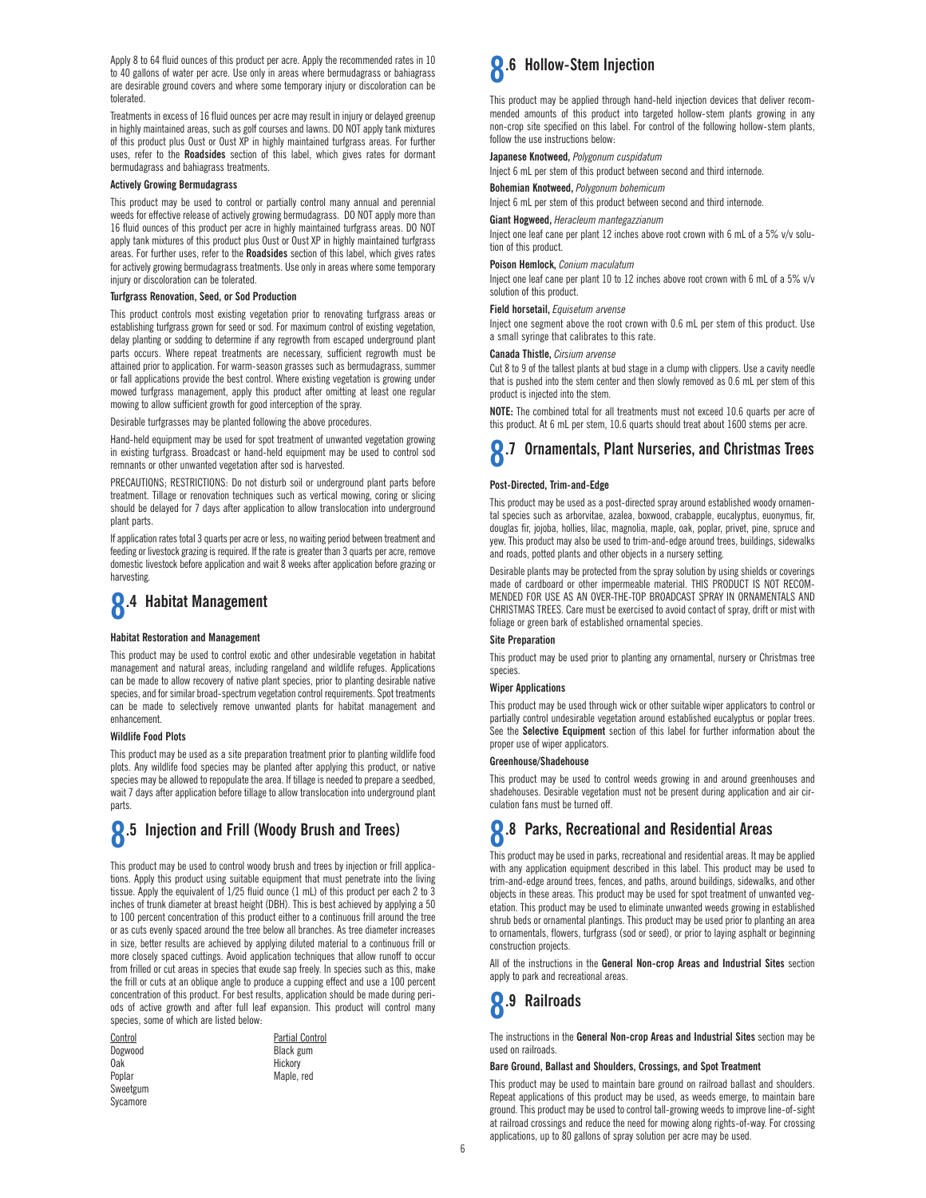Apply 8 to 64 fluid ounces of this product per acre. Apply the recommended rates in 10 to 40 gallons of water per acre. Use only in areas where bermudagrass or bahiagrass are desirable ground covers and where some temporary injury or discoloration can be tolerated.

Treatments in excess of 16 fluid ounces per acre may result in injury or delayed greenup in highly maintained areas, such as golf courses and lawns. DO NOT apply tank mixtures of this product plus Oust or Oust XP in highly maintained turfgrass areas. For further uses, refer to the **Roadsides** section of this label, which gives rates for dormant bermudagrass and bahiagrass treatments.

**Actively Growing Bermudagrass**

This product may be used to control or partially control many annual and perennial weeds for effective release of actively growing bermudagrass. DO NOT apply more than 16 fluid ounces of this product per acre in highly maintained turfgrass areas. DO NOT apply tank mixtures of this product plus Oust or Oust XP in highly maintained turfgrass areas. For further uses, refer to the **Roadsides** section of this label, which gives rates for actively growing bermudagrass treatments. Use only in areas where some temporary injury or discoloration can be tolerated.

**Turfgrass Renovation, Seed, or Sod Production**

This product controls most existing vegetation prior to renovating turfgrass areas or establishing turfgrass grown for seed or sod. For maximum control of existing vegetation, delay planting or sodding to determine if any regrowth from escaped underground plant parts occurs. Where repeat treatments are necessary, sufficient regrowth must be attained prior to application. For warm-season grasses such as bermudagrass, summer or fall applications provide the best control. Where existing vegetation is growing under mowed turfgrass management, apply this product after omitting at least one regular mowing to allow sufficient growth for good interception of the spray.

Desirable turfgrasses may be planted following the above procedures.

Hand-held equipment may be used for spot treatment of unwanted vegetation growing in existing turfgrass. Broadcast or hand-held equipment may be used to control sod remnants or other unwanted vegetation after sod is harvested.

PRECAUTIONS; RESTRICTIONS: Do not disturb soil or underground plant parts before treatment. Tillage or renovation techniques such as vertical mowing, coring or slicing should be delayed for 7 days after application to allow translocation into underground plant parts.

If application rates total 3 quarts per acre or less, no waiting period between treatment and feeding or livestock grazing is required. If the rate is greater than 3 quarts per acre, remove domestic livestock before application and wait 8 weeks after application before grazing or harvesting.

## 8.4 Habitat Management

**Habitat Restoration and Management**

This product may be used to control exotic and other undesirable vegetation in habitat management and natural areas, including rangeland and wildlife refuges. Applications can be made to allow recovery of native plant species, prior to planting desirable native species, and for similar broad-spectrum vegetation control requirements. Spot treatments can be made to selectively remove unwanted plants for habitat management and enhancement.

**Wildlife Food Plots**

This product may be used as a site preparation treatment prior to planting wildlife food plots. Any wildlife food species may be planted after applying this product, or native species may be allowed to repopulate the area. If tillage is needed to prepare a seedbed, wait 7 days after application before tillage to allow translocation into underground plant parts.

## 8.5 Injection and Frill (Woody Brush and Trees)

This product may be used to control woody brush and trees by injection or frill applications. Apply this product using suitable equipment that must penetrate into the living tissue. Apply the equivalent of 1/25 fluid ounce (1 mL) of this product per each 2 to 3 inches of trunk diameter at breast height (DBH). This is best achieved by applying a 50 to 100 percent concentration of this product either to a continuous frill around the tree or as cuts evenly spaced around the tree below all branches. As tree diameter increases in size, better results are achieved by applying diluted material to a continuous frill or more closely spaced cuttings. Avoid application techniques that allow runoff to occur from frilled or cut areas in species that exude sap freely. In species such as this, make the frill or cuts at an oblique angle to produce a cupping effect and use a 100 percent concentration of this product. For best results, application should be made during periods of active growth and after full leaf expansion. This product will control many species, some of which are listed below:

| Control | Partial Control |
|---|---|
| Dogwood | Black gum |
| Oak | Hickory |
| Poplar | Maple, red |
| Sweetgum | |
| Sycamore | |

## 8.6 Hollow-Stem Injection

This product may be applied through hand-held injection devices that deliver recommended amounts of this product into targeted hollow-stem plants growing in any non-crop site specified on this label. For control of the following hollow-stem plants, follow the use instructions below:

**Japanese Knotweed,** *Polygonum cuspidatum*

Inject 6 mL per stem of this product between second and third internode.

**Bohemian Knotweed,** *Polygonum bohemicum*

Inject 6 mL per stem of this product between second and third internode.

**Giant Hogweed,** *Heracleum mantegazzianum*

Inject one leaf cane per plant 12 inches above root crown with 6 mL of a 5% v/v solution of this product.

**Poison Hemlock,** *Conium maculatum*

Inject one leaf cane per plant 10 to 12 inches above root crown with 6 mL of a 5% v/v solution of this product.

**Field horsetail,** *Equisetum arvense*

Inject one segment above the root crown with 0.6 mL per stem of this product. Use a small syringe that calibrates to this rate.

**Canada Thistle,** *Cirsium arvense*

Cut 8 to 9 of the tallest plants at bud stage in a clump with clippers. Use a cavity needle that is pushed into the stem center and then slowly removed as 0.6 mL per stem of this product is injected into the stem.

**NOTE:** The combined total for all treatments must not exceed 10.6 quarts per acre of this product. At 6 mL per stem, 10.6 quarts should treat about 1600 stems per acre.

## 8.7 Ornamentals, Plant Nurseries, and Christmas Trees

**Post-Directed, Trim-and-Edge**

This product may be used as a post-directed spray around established woody ornamental species such as arborvitae, azalea, boxwood, crabapple, eucalyptus, euonymus, fir, douglas fir, jojoba, hollies, lilac, magnolia, maple, oak, poplar, privet, pine, spruce and yew. This product may also be used to trim-and-edge around trees, buildings, sidewalks and roads, potted plants and other objects in a nursery setting.

Desirable plants may be protected from the spray solution by using shields or coverings made of cardboard or other impermeable material. THIS PRODUCT IS NOT RECOMMENDED FOR USE AS AN OVER-THE-TOP BROADCAST SPRAY IN ORNAMENTALS AND CHRISTMAS TREES. Care must be exercised to avoid contact of spray, drift or mist with foliage or green bark of established ornamental species.

**Site Preparation**

This product may be used prior to planting any ornamental, nursery or Christmas tree species.

**Wiper Applications**

This product may be used through wick or other suitable wiper applicators to control or partially control undesirable vegetation around established eucalyptus or poplar trees. See the **Selective Equipment** section of this label for further information about the proper use of wiper applicators.

**Greenhouse/Shadehouse**

This product may be used to control weeds growing in and around greenhouses and shadehouses. Desirable vegetation must not be present during application and air circulation fans must be turned off.

## 8.8 Parks, Recreational and Residential Areas

This product may be used in parks, recreational and residential areas. It may be applied with any application equipment described in this label. This product may be used to trim-and-edge around trees, fences, and paths, around buildings, sidewalks, and other objects in these areas. This product may be used for spot treatment of unwanted vegetation. This product may be used to eliminate unwanted weeds growing in established shrub beds or ornamental plantings. This product may be used prior to planting an area to ornamentals, flowers, turfgrass (sod or seed), or prior to laying asphalt or beginning construction projects.

All of the instructions in the **General Non-crop Areas and Industrial Sites** section apply to park and recreational areas.

## 8.9 Railroads

The instructions in the **General Non-crop Areas and Industrial Sites** section may be used on railroads.

**Bare Ground, Ballast and Shoulders, Crossings, and Spot Treatment**

This product may be used to maintain bare ground on railroad ballast and shoulders. Repeat applications of this product may be used, as weeds emerge, to maintain bare ground. This product may be used to control tall-growing weeds to improve line-of-sight at railroad crossings and reduce the need for mowing along rights-of-way. For crossing applications, up to 80 gallons of spray solution per acre may be used.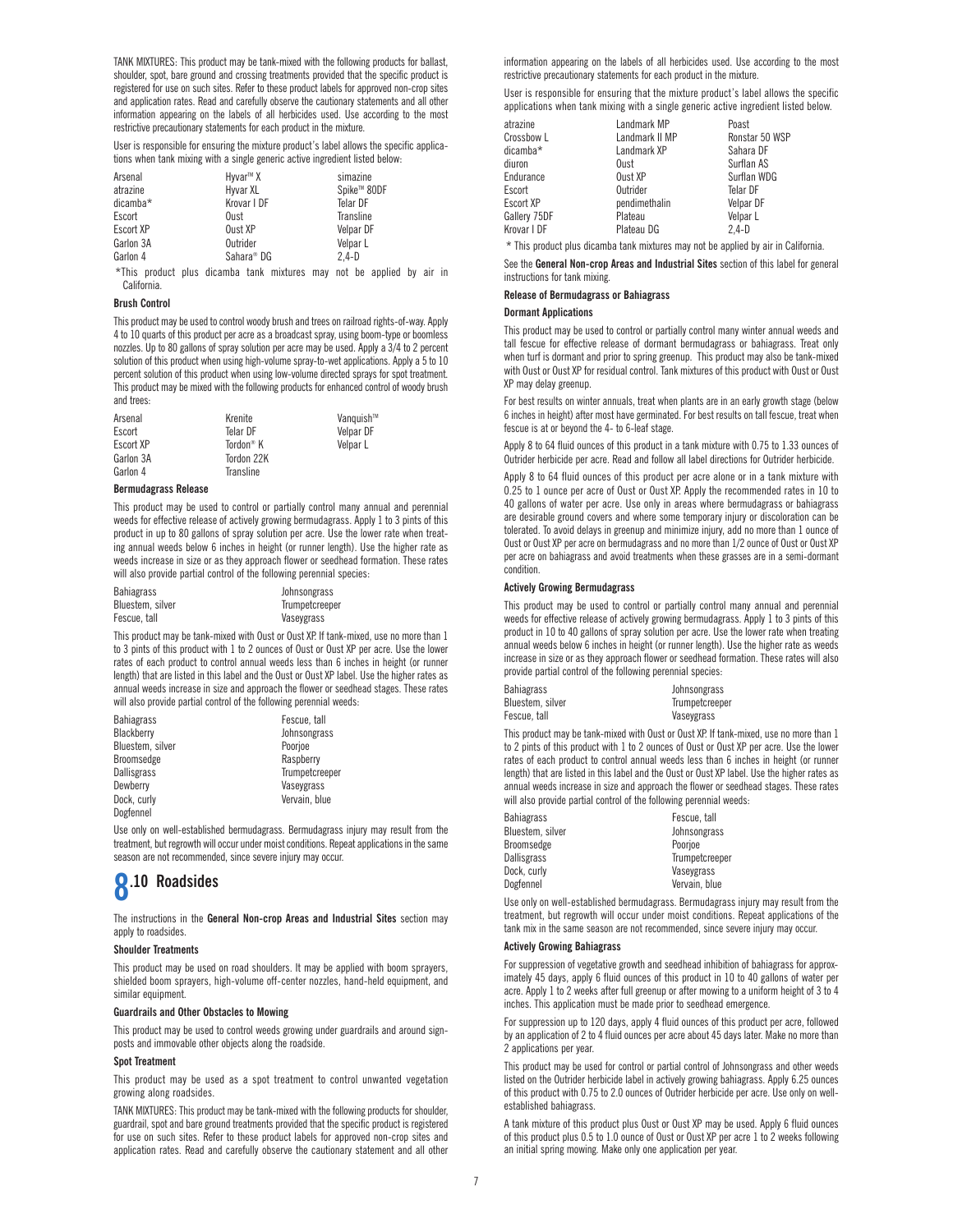TANK MIXTURES: This product may be tank-mixed with the following products for ballast, shoulder, spot, bare ground and crossing treatments provided that the specific product is registered for use on such sites. Refer to these product labels for approved non-crop sites and application rates. Read and carefully observe the cautionary statements and all other information appearing on the labels of all herbicides used. Use according to the most restrictive precautionary statements for each product in the mixture.

User is responsible for ensuring the mixture product's label allows the specific applications when tank mixing with a single generic active ingredient listed below:

| | | |
|---|---|---|
| Arsenal | Hyvar™ X | simazine |
| atrazine | Hyvar XL | Spike™ 80DF |
| dicamba* | Krovar I DF | Telar DF |
| Escort | Oust | Transline |
| Escort XP | Oust XP | Velpar DF |
| Garlon 3A | Outrider | Velpar L |
| Garlon 4 | Sahara® DG | 2,4-D |

*This product plus dicamba tank mixtures may not be applied by air in California.

**Brush Control**

This product may be used to control woody brush and trees on railroad rights-of-way. Apply 4 to 10 quarts of this product per acre as a broadcast spray, using boom-type or boomless nozzles. Up to 80 gallons of spray solution per acre may be used. Apply a 3/4 to 2 percent solution of this product when using high-volume spray-to-wet applications. Apply a 5 to 10 percent solution of this product when using low-volume directed sprays for spot treatment. This product may be mixed with the following products for enhanced control of woody brush and trees:

| | | |
|---|---|---|
| Arsenal | Krenite | Vanquish™ |
| Escort | Telar DF | Velpar DF |
| Escort XP | Tordon® K | Velpar L |
| Garlon 3A | Tordon 22K | |
| Garlon 4 | Transline | |

**Bermudagrass Release**

This product may be used to control or partially control many annual and perennial weeds for effective release of actively growing bermudagrass. Apply 1 to 3 pints of this product in up to 80 gallons of spray solution per acre. Use the lower rate when treating annual weeds below 6 inches in height (or runner length). Use the higher rate as weeds increase in size or as they approach flower or seedhead formation. These rates will also provide partial control of the following perennial species:

| | |
|---|---|
| Bahiagrass | Johnsongrass |
| Bluestem, silver | Trumpetcreeper |
| Fescue, tall | Vaseygrass |

This product may be tank-mixed with Oust or Oust XP. If tank-mixed, use no more than 1 to 3 pints of this product with 1 to 2 ounces of Oust or Oust XP per acre. Use the lower rates of each product to control annual weeds less than 6 inches in height (or runner length) that are listed in this label and the Oust or Oust XP label. Use the higher rates as annual weeds increase in size and approach the flower or seedhead stages. These rates will also provide partial control of the following perennial weeds:

| | |
|---|---|
| Bahiagrass | Fescue, tall |
| Blackberry | Johnsongrass |
| Bluestem, silver | Poorjoe |
| Broomsedge | Raspberry |
| Dallisgrass | Trumpetcreeper |
| Dewberry | Vaseygrass |
| Dock, curly | Vervain, blue |
| Dogfennel | |

Use only on well-established bermudagrass. Bermudagrass injury may result from the treatment, but regrowth will occur under moist conditions. Repeat applications in the same season are not recommended, since severe injury may occur.

## 8.10 Roadsides

The instructions in the **General Non-crop Areas and Industrial Sites** section may apply to roadsides.

**Shoulder Treatments**

This product may be used on road shoulders. It may be applied with boom sprayers, shielded boom sprayers, high-volume off-center nozzles, hand-held equipment, and similar equipment.

**Guardrails and Other Obstacles to Mowing**

This product may be used to control weeds growing under guardrails and around signposts and immovable other objects along the roadside.

**Spot Treatment**

This product may be used as a spot treatment to control unwanted vegetation growing along roadsides.

TANK MIXTURES: This product may be tank-mixed with the following products for shoulder, guardrail, spot and bare ground treatments provided that the specific product is registered for use on such sites. Refer to these product labels for approved non-crop sites and application rates. Read and carefully observe the cautionary statement and all other information appearing on the labels of all herbicides used. Use according to the most restrictive precautionary statements for each product in the mixture.

User is responsible for ensuring that the mixture product's label allows the specific applications when tank mixing with a single generic active ingredient listed below.

| | | |
|---|---|---|
| atrazine | Landmark MP | Poast |
| Crossbow L | Landmark II MP | Ronstar 50 WSP |
| dicamba* | Landmark XP | Sahara DF |
| diuron | Oust | Surflan AS |
| Endurance | Oust XP | Surflan WDG |
| Escort | Outrider | Telar DF |
| Escort XP | pendimethalin | Velpar DF |
| Gallery 75DF | Plateau | Velpar L |
| Krovar I DF | Plateau DG | 2,4-D |

\* This product plus dicamba tank mixtures may not be applied by air in California.

See the **General Non-crop Areas and Industrial Sites** section of this label for general instructions for tank mixing.

**Release of Bermudagrass or Bahiagrass**

**Dormant Applications**

This product may be used to control or partially control many winter annual weeds and tall fescue for effective release of dormant bermudagrass or bahiagrass. Treat only when turf is dormant and prior to spring greenup. This product may also be tank-mixed with Oust or Oust XP for residual control. Tank mixtures of this product with Oust or Oust XP may delay greenup.

For best results on winter annuals, treat when plants are in an early growth stage (below 6 inches in height) after most have germinated. For best results on tall fescue, treat when fescue is at or beyond the 4- to 6-leaf stage.

Apply 8 to 64 fluid ounces of this product in a tank mixture with 0.75 to 1.33 ounces of Outrider herbicide per acre. Read and follow all label directions for Outrider herbicide.

Apply 8 to 64 fluid ounces of this product per acre alone or in a tank mixture with 0.25 to 1 ounce per acre of Oust or Oust XP. Apply the recommended rates in 10 to 40 gallons of water per acre. Use only in areas where bermudagrass or bahiagrass are desirable ground covers and where some temporary injury or discoloration can be tolerated. To avoid delays in greenup and minimize injury, add no more than 1 ounce of Oust or Oust XP per acre on bermudagrass and no more than 1/2 ounce of Oust or Oust XP per acre on bahiagrass and avoid treatments when these grasses are in a semi-dormant condition.

**Actively Growing Bermudagrass**

This product may be used to control or partially control many annual and perennial weeds for effective release of actively growing bermudagrass. Apply 1 to 3 pints of this product in 10 to 40 gallons of spray solution per acre. Use the lower rate when treating annual weeds below 6 inches in height (or runner length). Use the higher rate as weeds increase in size or as they approach flower or seedhead formation. These rates will also provide partial control of the following perennial species:

| | |
|---|---|
| Bahiagrass | Johnsongrass |
| Bluestem, silver | Trumpetcreeper |
| Fescue, tall | Vaseygrass |

This product may be tank-mixed with Oust or Oust XP. If tank-mixed, use no more than 1 to 2 pints of this product with 1 to 2 ounces of Oust or Oust XP per acre. Use the lower rates of each product to control annual weeds less than 6 inches in height (or runner length) that are listed in this label and the Oust or Oust XP label. Use the higher rates as annual weeds increase in size and approach the flower or seedhead stages. These rates will also provide partial control of the following perennial weeds:

| | |
|---|---|
| Bahiagrass | Fescue, tall |
| Bluestem, silver | Johnsongrass |
| Broomsedge | Poorjoe |
| Dallisgrass | Trumpetcreeper |
| Dock, curly | Vaseygrass |
| Dogfennel | Vervain, blue |

Use only on well-established bermudagrass. Bermudagrass injury may result from the treatment, but regrowth will occur under moist conditions. Repeat applications of the tank mix in the same season are not recommended, since severe injury may occur.

**Actively Growing Bahiagrass**

For suppression of vegetative growth and seedhead inhibition of bahiagrass for approximately 45 days, apply 6 fluid ounces of this product in 10 to 40 gallons of water per acre. Apply 1 to 2 weeks after full greenup or after mowing to a uniform height of 3 to 4 inches. This application must be made prior to seedhead emergence.

For suppression up to 120 days, apply 4 fluid ounces of this product per acre, followed by an application of 2 to 4 fluid ounces per acre about 45 days later. Make no more than 2 applications per year.

This product may be used for control or partial control of Johnsongrass and other weeds listed on the Outrider herbicide label in actively growing bahiagrass. Apply 6.25 ounces of this product with 0.75 to 2.0 ounces of Outrider herbicide per acre. Use only on well-established bahiagrass.

A tank mixture of this product plus Oust or Oust XP may be used. Apply 6 fluid ounces of this product plus 0.5 to 1.0 ounce of Oust or Oust XP per acre 1 to 2 weeks following an initial spring mowing. Make only one application per year.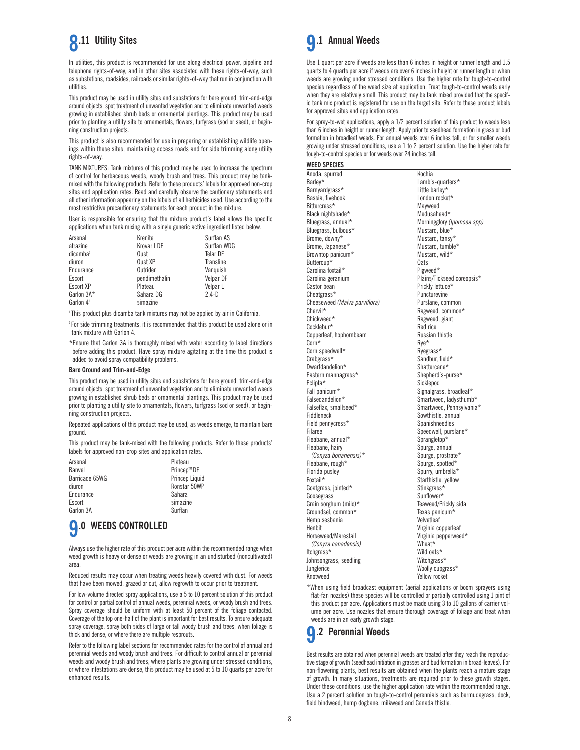## 8.11 Utility Sites

In utilities, this product is recommended for use along electrical power, pipeline and telephone rights-of-way, and in other sites associated with these rights-of-way, such as substations, roadsides, railroads or similar rights-of-way that run in conjunction with utilities.

This product may be used in utility sites and substations for bare ground, trim-and-edge around objects, spot treatment of unwanted vegetation and to eliminate unwanted weeds growing in established shrub beds or ornamental plantings. This product may be used prior to planting a utility site to ornamentals, flowers, turfgrass (sod or seed), or beginning construction projects.

This product is also recommended for use in preparing or establishing wildlife openings within these sites, maintaining access roads and for side trimming along utility rights-of-way.

TANK MIXTURES: Tank mixtures of this product may be used to increase the spectrum of control for herbaceous weeds, woody brush and trees. This product may be tank-mixed with the following products. Refer to these products' labels for approved non-crop sites and application rates. Read and carefully observe the cautionary statements and all other information appearing on the labels of all herbicides used. Use according to the most restrictive precautionary statements for each product in the mixture.

User is responsible for ensuring that the mixture product's label allows the specific applications when tank mixing with a single generic active ingredient listed below.

| | | |
|---|---|---|
| Arsenal | Krenite | Surflan AS |
| atrazine | Krovar I DF | Surflan WDG |
| dicamba[1] | Oust | Telar DF |
| diuron | Oust XP | Transline |
| Endurance | Outrider | Vanquish |
| Escort | pendimethalin | Velpar DF |
| Escort XP | Plateau | Velpar L |
| Garlon 3A* | Sahara DG | 2,4-D |
| Garlon 4[2] | simazine | |

[1] This product plus dicamba tank mixtures may not be applied by air in California.

[2] For side trimming treatments, it is recommended that this product be used alone or in tank mixture with Garlon 4.

*Ensure that Garlon 3A is thoroughly mixed with water according to label directions before adding this product. Have spray mixture agitating at the time this product is added to avoid spray compatibility problems.

**Bare Ground and Trim-and-Edge**

This product may be used in utility sites and substations for bare ground, trim-and-edge around objects, spot treatment of unwanted vegetation and to eliminate unwanted weeds growing in established shrub beds or ornamental plantings. This product may be used prior to planting a utility site to ornamentals, flowers, turfgrass (sod or seed), or beginning construction projects.

Repeated applications of this product may be used, as weeds emerge, to maintain bare ground.

This product may be tank-mixed with the following products. Refer to these products' labels for approved non-crop sites and application rates.

| | |
|---|---|
| Arsenal | Plateau |
| Banvel | Princep™ DF |
| Barricade 65WG | Princep Liquid |
| diuron | Ronstar 50WP |
| Endurance | Sahara |
| Escort | simazine |
| Garlon 3A | Surflan |

# 9.0 WEEDS CONTROLLED

Always use the higher rate of this product per acre within the recommended range when weed growth is heavy or dense or weeds are growing in an undisturbed (noncultivated) area.

Reduced results may occur when treating weeds heavily covered with dust. For weeds that have been mowed, grazed or cut, allow regrowth to occur prior to treatment.

For low-volume directed spray applications, use a 5 to 10 percent solution of this product for control or partial control of annual weeds, perennial weeds, or woody brush and trees. Spray coverage should be uniform with at least 50 percent of the foliage contacted. Coverage of the top one-half of the plant is important for best results. To ensure adequate spray coverage, spray both sides of large or tall woody brush and trees, when foliage is thick and dense, or where there are multiple resprouts.

Refer to the following label sections for recommended rates for the control of annual and perennial weeds and woody brush and trees. For difficult to control annual or perennial weeds and woody brush and trees, where plants are growing under stressed conditions, or where infestations are dense, this product may be used at 5 to 10 quarts per acre for enhanced results.

## 9.1 Annual Weeds

Use 1 quart per acre if weeds are less than 6 inches in height or runner length and 1.5 quarts to 4 quarts per acre if weeds are over 6 inches in height or runner length or when weeds are growing under stressed conditions. Use the higher rate for tough-to-control species regardless of the weed size at application. Treat tough-to-control weeds early when they are relatively small. This product may be tank mixed provided that the specific tank mix product is registered for use on the target site. Refer to these product labels for approved sites and application rates.

For spray-to-wet applications, apply a 1/2 percent solution of this product to weeds less than 6 inches in height or runner length. Apply prior to seedhead formation in grass or bud formation in broadleaf weeds. For annual weeds over 6 inches tall, or for smaller weeds growing under stressed conditions, use a 1 to 2 percent solution. Use the higher rate for tough-to-control species or for weeds over 24 inches tall.

| WEED SPECIES | |
|---|---|
| Anoda, spurred | Kochia |
| Barley* | Lamb's-quarters* |
| Barnyardgrass* | Little barley* |
| Bassia, fivehook | London rocket* |
| Bittercress* | Mayweed |
| Black nightshade* | Medusahead* |
| Bluegrass, annual* | Morningglory *(Ipomoea spp)* |
| Bluegrass, bulbous* | Mustard, blue* |
| Brome, downy* | Mustard, tansy* |
| Brome, Japanese* | Mustard, tumble* |
| Browntop panicum* | Mustard, wild* |
| Buttercup* | Oats |
| Carolina foxtail* | Pigweed* |
| Carolina geranium | Plains/Tickseed coreopsis* |
| Castor bean | Prickly lettuce* |
| Cheatgrass* | Puncturevine |
| Cheeseweed *(Malva parviflora)* | Purslane, common |
| Chervil* | Ragweed, common* |
| Chickweed* | Ragweed, giant |
| Cocklebur* | Red rice |
| Copperleaf, hophornbeam | Russian thistle |
| Corn* | Rye* |
| Corn speedwell* | Ryegrass* |
| Crabgrass* | Sandbur, field* |
| Dwarfdandelion* | Shattercane* |
| Eastern mannagrass* | Shepherd's-purse* |
| Eclipta* | Sicklepod |
| Fall panicum* | Signalgrass, broadleaf* |
| Falsedandelion* | Smartweed, ladysthumb* |
| Falseflax, smallseed* | Smartweed, Pennsylvania* |
| Fiddleneck | Sowthistle, annual |
| Field pennycress* | Spanishneedles |
| Filaree | Speedwell, purslane* |
| Fleabane, annual* | Sprangletop* |
| Fleabane, hairy *(Conyza bonariensis)** | Spurge, annual |
| | Spurge, prostrate* |
| Fleabane, rough* | Spurge, spotted* |
| Florida pusley | Spurry, umbrella* |
| Foxtail* | Starthistle, yellow |
| Goatgrass, jointed* | Stinkgrass* |
| Goosegrass | Sunflower* |
| Grain sorghum (milo)* | Teaweed/Prickly sida |
| Groundsel, common* | Texas panicum* |
| Hemp sesbania | Velvetleaf |
| Henbit | Virginia copperleaf |
| Horseweed/Marestail *(Conyza canadensis)* | Virginia pepperweed* |
| | Wheat* |
| Itchgrass* | Wild oats* |
| Johnsongrass, seedling | Witchgrass* |
| Junglerice | Woolly cupgrass* |
| Knotweed | Yellow rocket |

*When using field broadcast equipment (aerial applications or boom sprayers using flat-fan nozzles) these species will be controlled or partially controlled using 1 pint of this product per acre. Applications must be made using 3 to 10 gallons of carrier volume per acre. Use nozzles that ensure thorough coverage of foliage and treat when weeds are in an early growth stage.

## 9.2 Perennial Weeds

Best results are obtained when perennial weeds are treated after they reach the reproductive stage of growth (seedhead initiation in grasses and bud formation in broad-leaves). For non-flowering plants, best results are obtained when the plants reach a mature stage of growth. In many situations, treatments are required prior to these growth stages. Under these conditions, use the higher application rate within the recommended range. Use a 2 percent solution on tough-to-control perennials such as bermudagrass, dock, field bindweed, hemp dogbane, milkweed and Canada thistle.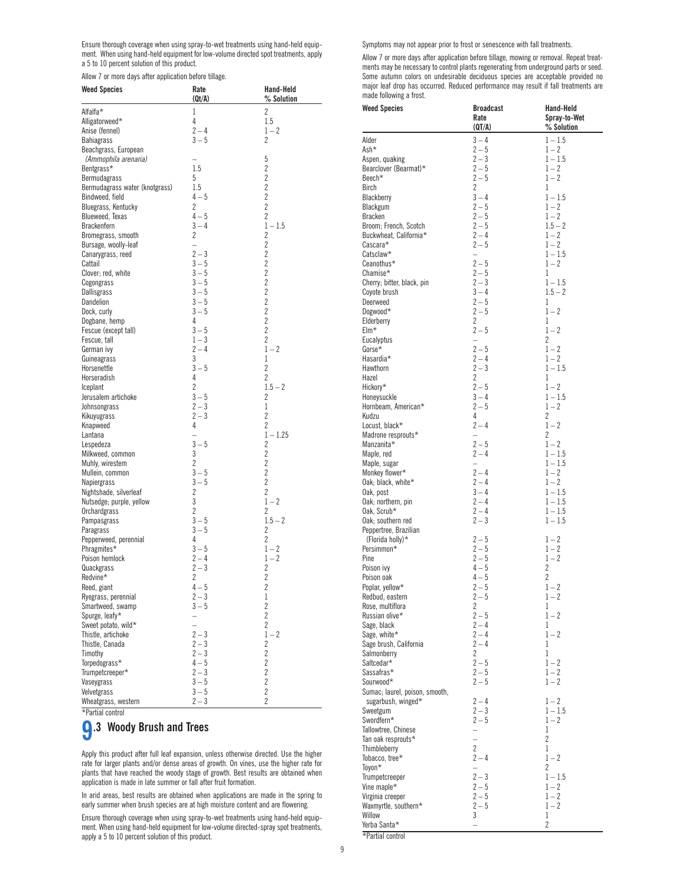Ensure thorough coverage when using spray-to-wet treatments using hand-held equipment. When using hand-held equipment for low-volume directed spot treatments, apply a 5 to 10 percent solution of this product.

Allow 7 or more days after application before tillage.

| Weed Species | Rate (Qt/A) | Hand-Held % Solution |
|---|---|---|
| Alfalfa* | 1 | 2 |
| Alligatorweed* | 4 | 1.5 |
| Anise (fennel) | 2 – 4 | 1 – 2 |
| Bahiagrass | 3 – 5 | 2 |
| Beachgrass, European *(Ammophila arenaria)* | – | 5 |
| Bentgrass* | 1.5 | 2 |
| Bermudagrass | 5 | 2 |
| Bermudagrass water (knotgrass) | 1.5 | 2 |
| Bindweed, field | 4 – 5 | 2 |
| Bluegrass, Kentucky | 2 | 2 |
| Blueweed, Texas | 4 – 5 | 2 |
| Brackenfern | 3 – 4 | 1 – 1.5 |
| Bromegrass, smooth | 2 | 2 |
| Bursage, woolly-leaf | – | 2 |
| Canarygrass, reed | 2 – 3 | 2 |
| Cattail | 3 – 5 | 2 |
| Clover; red, white | 3 – 5 | 2 |
| Cogongrass | 3 – 5 | 2 |
| Dallisgrass | 3 – 5 | 2 |
| Dandelion | 3 – 5 | 2 |
| Dock, curly | 3 – 5 | 2 |
| Dogbane, hemp | 4 | 2 |
| Fescue (except tall) | 3 – 5 | 2 |
| Fescue, tall | 1 – 3 | 2 |
| German ivy | 2 – 4 | 1 – 2 |
| Guineagrass | 3 | 1 |
| Horsenettle | 3 – 5 | 2 |
| Horseradish | 4 | 2 |
| Iceplant | 2 | 1.5 – 2 |
| Jerusalem artichoke | 3 – 5 | 2 |
| Johnsongrass | 2 – 3 | 1 |
| Kikuyugrass | 2 – 3 | 2 |
| Knapweed | 4 | 2 |
| Lantana | – | 1 – 1.25 |
| Lespedeza | 3 – 5 | 2 |
| Milkweed, common | 3 | 2 |
| Muhly, wirestem | 2 | 2 |
| Mullein, common | 3 – 5 | 2 |
| Napiergrass | 3 – 5 | 2 |
| Nightshade, silverleaf | 2 | 2 |
| Nutsedge; purple, yellow | 3 | 1 – 2 |
| Orchardgrass | 2 | 2 |
| Pampasgrass | 3 – 5 | 1.5 – 2 |
| Paragrass | 3 – 5 | 2 |
| Pepperweed, perennial | 4 | 2 |
| Phragmites* | 3 – 5 | 1 – 2 |
| Poison hemlock | 2 – 4 | 1 – 2 |
| Quackgrass | 2 – 3 | 2 |
| Redvine* | 2 | 2 |
| Reed, giant | 4 – 5 | 2 |
| Ryegrass, perennial | 2 – 3 | 1 |
| Smartweed, swamp | 3 – 5 | 2 |
| Spurge, leafy* | – | 2 |
| Sweet potato, wild* | – | 2 |
| Thistle, artichoke | 2 – 3 | 1 – 2 |
| Thistle, Canada | 2 – 3 | 2 |
| Timothy | 2 – 3 | 2 |
| Torpedograss* | 4 – 5 | 2 |
| Trumpetcreeper* | 2 – 3 | 2 |
| Vaseygrass | 3 – 5 | 2 |
| Velvetgrass | 3 – 5 | 2 |
| Wheatgrass, western | 2 – 3 | 2 |

*Partial control

## 9.3 Woody Brush and Trees

Apply this product after full leaf expansion, unless otherwise directed. Use the higher rate for larger plants and/or dense areas of growth. On vines, use the higher rate for plants that have reached the woody stage of growth. Best results are obtained when application is made in late summer or fall after fruit formation.

In arid areas, best results are obtained when applications are made in the spring to early summer when brush species are at high moisture content and are flowering.

Ensure thorough coverage when using spray-to-wet treatments using hand-held equipment. When using hand-held equipment for low-volume directed-spray spot treatments, apply a 5 to 10 percent solution of this product.

Symptoms may not appear prior to frost or senescence with fall treatments.

Allow 7 or more days after application before tillage, mowing or removal. Repeat treatments may be necessary to control plants regenerating from underground parts or seed. Some autumn colors on undesirable deciduous species are acceptable provided no major leaf drop has occurred. Reduced performance may result if fall treatments are made following a frost.

| Weed Species | Broadcast Rate (QT/A) | Hand-Held Spray-to-Wet % Solution |
|---|---|---|
| Alder | 3 – 4 | 1 – 1.5 |
| Ash* | 2 – 5 | 1 – 2 |
| Aspen, quaking | 2 – 3 | 1 – 1.5 |
| Bearclover (Bearmat)* | 2 – 5 | 1 – 2 |
| Beech* | 2 – 5 | 1 – 2 |
| Birch | 2 | 1 |
| Blackberry | 3 – 4 | 1 – 1.5 |
| Blackgum | 2 – 5 | 1 – 2 |
| Bracken | 2 – 5 | 1 – 2 |
| Broom; French, Scotch | 2 – 5 | 1.5 – 2 |
| Buckwheat, California* | 2 – 4 | 1 – 2 |
| Cascara* | 2 – 5 | 1 – 2 |
| Catsclaw* | – | 1 – 1.5 |
| Ceanothus* | 2 – 5 | 1 – 2 |
| Chamise* | 2 – 5 | 1 |
| Cherry; bitter, black, pin | 2 – 3 | 1 – 1.5 |
| Coyote brush | 3 – 4 | 1.5 – 2 |
| Deerweed | 2 – 5 | 1 |
| Dogwood* | 2 – 5 | 1 – 2 |
| Elderberry | 2 | 1 |
| Elm* | 2 – 5 | 1 – 2 |
| Eucalyptus | – | 2 |
| Gorse* | 2 – 5 | 1 – 2 |
| Hasardia* | 2 – 4 | 1 – 2 |
| Hawthorn | 2 – 3 | 1 – 1.5 |
| Hazel | 2 | 1 |
| Hickory* | 2 – 5 | 1 – 2 |
| Honeysuckle | 3 – 4 | 1 – 1.5 |
| Hornbeam, American* | 2 – 5 | 1 – 2 |
| Kudzu | 4 | 2 |
| Locust, black* | 2 – 4 | 1 – 2 |
| Madrone resprouts* | – | 2 |
| Manzanita* | 2 – 5 | 1 – 2 |
| Maple, red | 2 – 4 | 1 – 1.5 |
| Maple, sugar | – | 1 – 1.5 |
| Monkey flower* | 2 – 4 | 1 – 2 |
| Oak; black, white* | 2 – 4 | 1 – 2 |
| Oak, post | 3 – 4 | 1 – 1.5 |
| Oak; northern, pin | 2 – 4 | 1 – 1.5 |
| Oak, Scrub* | 2 – 4 | 1 – 1.5 |
| Oak; southern red | 2 – 3 | 1 – 1.5 |
| Peppertree, Brazilian (Florida holly)* | 2 – 5 | 1 – 2 |
| Persimmon* | 2 – 5 | 1 – 2 |
| Pine | 2 – 5 | 1 – 2 |
| Poison ivy | 4 – 5 | 2 |
| Poison oak | 4 – 5 | 2 |
| Poplar, yellow* | 2 – 5 | 1 – 2 |
| Redbud, eastern | 2 – 5 | 1 – 2 |
| Rose, multiflora | 2 | 1 |
| Russian olive* | 2 – 5 | 1 – 2 |
| Sage, black | 2 – 4 | 1 |
| Sage, white* | 2 – 4 | 1 – 2 |
| Sage brush, California | 2 – 4 | 1 |
| Salmonberry | 2 | 1 |
| Saltcedar* | 2 – 5 | 1 – 2 |
| Sassafras* | 2 – 5 | 1 – 2 |
| Sourwood* | 2 – 5 | 1 – 2 |
| Sumac; laurel, poison, smooth, sugarbush, winged* | 2 – 4 | 1 – 2 |
| Sweetgum | 2 – 3 | 1 – 1.5 |
| Swordfern* | 2 – 5 | 1 – 2 |
| Tallowtree, Chinese | – | 1 |
| Tan oak resprouts* | – | 2 |
| Thimbleberry | 2 | 1 |
| Tobacco, tree* | 2 – 4 | 1 – 2 |
| Toyon* | – | 2 |
| Trumpetcreeper | 2 – 3 | 1 – 1.5 |
| Vine maple* | 2 – 5 | 1 – 2 |
| Virginia creeper | 2 – 5 | 1 – 2 |
| Waxmyrtle, southern* | 2 – 5 | 1 – 2 |
| Willow | 3 | 1 |
| Yerba Santa* | – | 2 |

*Partial control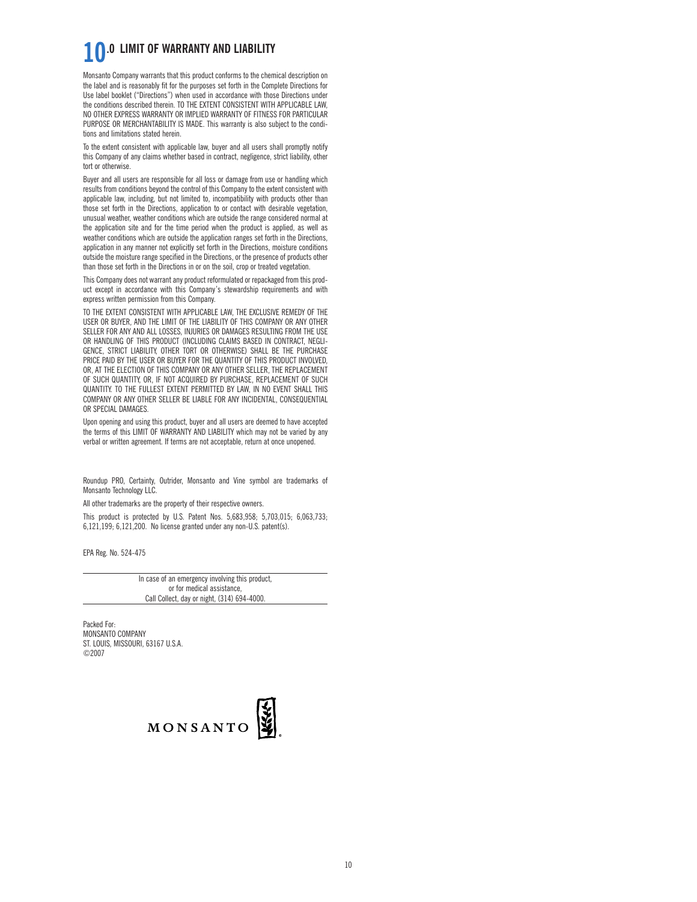# 10.0 LIMIT OF WARRANTY AND LIABILITY

Monsanto Company warrants that this product conforms to the chemical description on the label and is reasonably fit for the purposes set forth in the Complete Directions for Use label booklet ("Directions") when used in accordance with those Directions under the conditions described therein. TO THE EXTENT CONSISTENT WITH APPLICABLE LAW, NO OTHER EXPRESS WARRANTY OR IMPLIED WARRANTY OF FITNESS FOR PARTICULAR PURPOSE OR MERCHANTABILITY IS MADE. This warranty is also subject to the conditions and limitations stated herein.

To the extent consistent with applicable law, buyer and all users shall promptly notify this Company of any claims whether based in contract, negligence, strict liability, other tort or otherwise.

Buyer and all users are responsible for all loss or damage from use or handling which results from conditions beyond the control of this Company to the extent consistent with applicable law, including, but not limited to, incompatibility with products other than those set forth in the Directions, application to or contact with desirable vegetation, unusual weather, weather conditions which are outside the range considered normal at the application site and for the time period when the product is applied, as well as weather conditions which are outside the application ranges set forth in the Directions, application in any manner not explicitly set forth in the Directions, moisture conditions outside the moisture range specified in the Directions, or the presence of products other than those set forth in the Directions in or on the soil, crop or treated vegetation.

This Company does not warrant any product reformulated or repackaged from this product except in accordance with this Company's stewardship requirements and with express written permission from this Company.

TO THE EXTENT CONSISTENT WITH APPLICABLE LAW, THE EXCLUSIVE REMEDY OF THE USER OR BUYER, AND THE LIMIT OF THE LIABILITY OF THIS COMPANY OR ANY OTHER SELLER FOR ANY AND ALL LOSSES, INJURIES OR DAMAGES RESULTING FROM THE USE OR HANDLING OF THIS PRODUCT (INCLUDING CLAIMS BASED IN CONTRACT, NEGLIGENCE, STRICT LIABILITY, OTHER TORT OR OTHERWISE) SHALL BE THE PURCHASE PRICE PAID BY THE USER OR BUYER FOR THE QUANTITY OF THIS PRODUCT INVOLVED, OR, AT THE ELECTION OF THIS COMPANY OR ANY OTHER SELLER, THE REPLACEMENT OF SUCH QUANTITY, OR, IF NOT ACQUIRED BY PURCHASE, REPLACEMENT OF SUCH QUANTITY. TO THE FULLEST EXTENT PERMITTED BY LAW, IN NO EVENT SHALL THIS COMPANY OR ANY OTHER SELLER BE LIABLE FOR ANY INCIDENTAL, CONSEQUENTIAL OR SPECIAL DAMAGES.

Upon opening and using this product, buyer and all users are deemed to have accepted the terms of this LIMIT OF WARRANTY AND LIABILITY which may not be varied by any verbal or written agreement. If terms are not acceptable, return at once unopened.

Roundup PRO, Certainty, Outrider, Monsanto and Vine symbol are trademarks of Monsanto Technology LLC.

All other trademarks are the property of their respective owners.

This product is protected by U.S. Patent Nos. 5,683,958; 5,703,015; 6,063,733; 6,121,199; 6,121,200. No license granted under any non-U.S. patent(s).

EPA Reg. No. 524-475

---

In case of an emergency involving this product,
or for medical assistance,
Call Collect, day or night, (314) 694-4000.

---

Packed For:
MONSANTO COMPANY
ST. LOUIS, MISSOURI, 63167 U.S.A.
©2007

MONSANTO